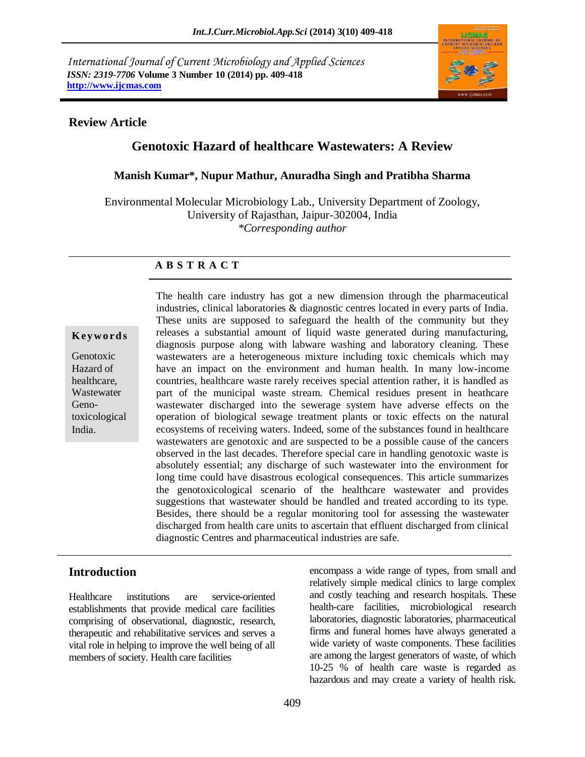*International Journal of Current Microbiology and Applied Sciences*
***ISSN: 2319-7706*** **Volume 3 Number 10 (2014) pp. 409-418**
**http://www.ijcmas.com**

**Review Article**

# Genotoxic Hazard of healthcare Wastewaters: A Review

**Manish Kumar*, Nupur Mathur, Anuradha Singh and Pratibha Sharma**

Environmental Molecular Microbiology Lab., University Department of Zoology, University of Rajasthan, Jaipur-302004, India
*\*Corresponding author*

**A B S T R A C T**

**Keywords**

Genotoxic Hazard of healthcare, Wastewater Geno-toxicological India.

The health care industry has got a new dimension through the pharmaceutical industries, clinical laboratories & diagnostic centres located in every parts of India. These units are supposed to safeguard the health of the community but they releases a substantial amount of liquid waste generated during manufacturing, diagnosis purpose along with labware washing and laboratory cleaning. These wastewaters are a heterogeneous mixture including toxic chemicals which may have an impact on the environment and human health. In many low-income countries, healthcare waste rarely receives special attention rather, it is handled as part of the municipal waste stream. Chemical residues present in heathcare wastewater discharged into the sewerage system have adverse effects on the operation of biological sewage treatment plants or toxic effects on the natural ecosystems of receiving waters. Indeed, some of the substances found in healthcare wastewaters are genotoxic and are suspected to be a possible cause of the cancers observed in the last decades. Therefore special care in handling genotoxic waste is absolutely essential; any discharge of such wastewater into the environment for long time could have disastrous ecological consequences. This article summarizes the genotoxicological scenario of the healthcare wastewater and provides suggestions that wastewater should be handled and treated according to its type. Besides, there should be a regular monitoring tool for assessing the wastewater discharged from health care units to ascertain that effluent discharged from clinical diagnostic Centres and pharmaceutical industries are safe.

## Introduction

Healthcare institutions are service-oriented establishments that provide medical care facilities comprising of observational, diagnostic, research, therapeutic and rehabilitative services and serves a vital role in helping to improve the well being of all members of society. Health care facilities encompass a wide range of types, from small and relatively simple medical clinics to large complex and costly teaching and research hospitals. These health-care facilities, microbiological research laboratories, diagnostic laboratories, pharmaceutical firms and funeral homes have always generated a wide variety of waste components. These facilities are among the largest generators of waste, of which 10-25 % of health care waste is regarded as hazardous and may create a variety of health risk.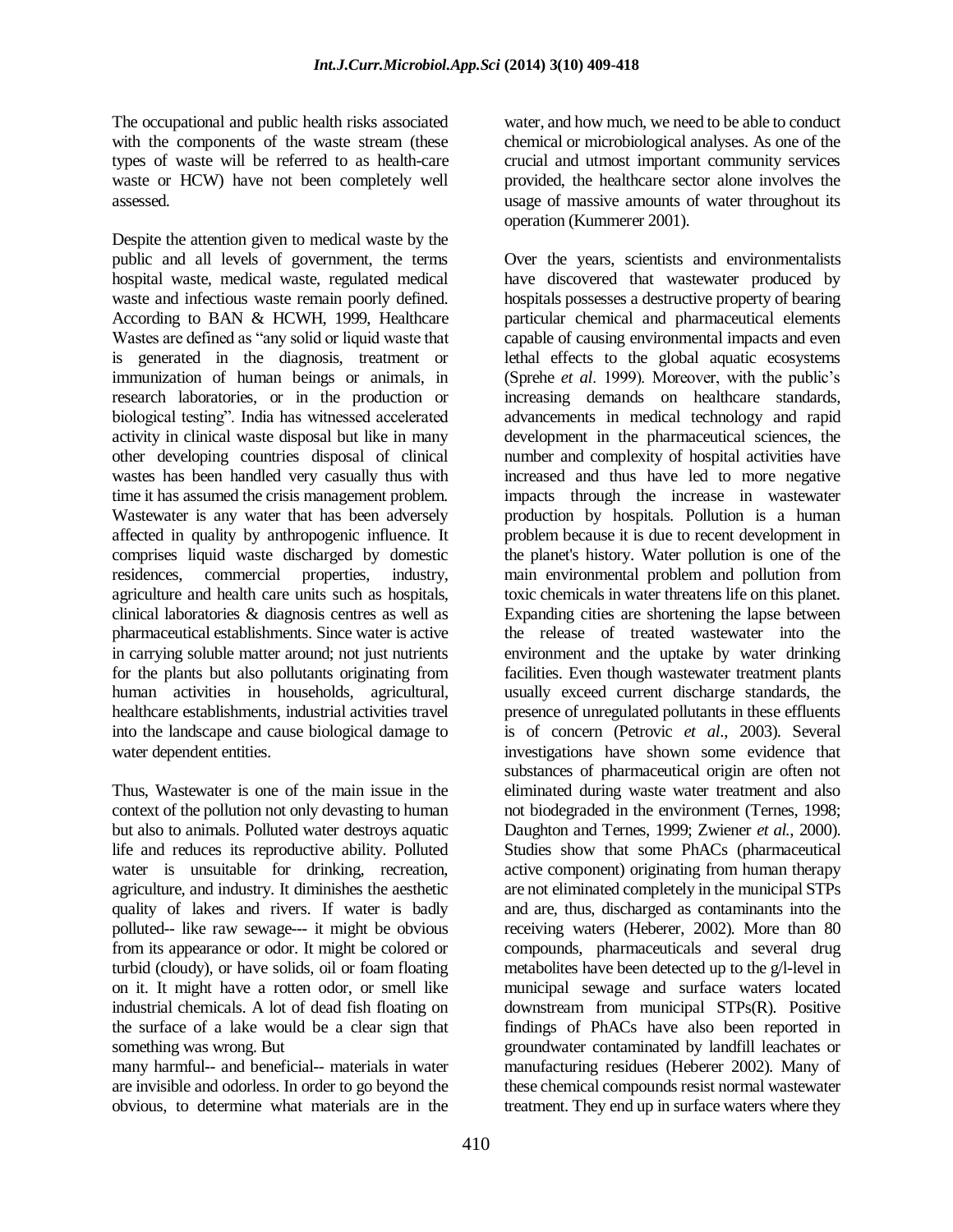The occupational and public health risks associated with the components of the waste stream (these types of waste will be referred to as health-care waste or HCW) have not been completely well assessed.

Despite the attention given to medical waste by the public and all levels of government, the terms hospital waste, medical waste, regulated medical waste and infectious waste remain poorly defined. According to BAN & HCWH, 1999, Healthcare Wastes are defined as "any solid or liquid waste that is generated in the diagnosis, treatment or immunization of human beings or animals, in research laboratories, or in the production or biological testing". India has witnessed accelerated activity in clinical waste disposal but like in many other developing countries disposal of clinical wastes has been handled very casually thus with time it has assumed the crisis management problem. Wastewater is any water that has been adversely affected in quality by anthropogenic influence. It comprises liquid waste discharged by domestic residences, commercial properties, industry, agriculture and health care units such as hospitals, clinical laboratories & diagnosis centres as well as pharmaceutical establishments. Since water is active in carrying soluble matter around; not just nutrients for the plants but also pollutants originating from human activities in households, agricultural, healthcare establishments, industrial activities travel into the landscape and cause biological damage to water dependent entities.

Thus, Wastewater is one of the main issue in the context of the pollution not only devasting to human but also to animals. Polluted water destroys aquatic life and reduces its reproductive ability. Polluted water is unsuitable for drinking, recreation, agriculture, and industry. It diminishes the aesthetic quality of lakes and rivers. If water is badly polluted-- like raw sewage--- it might be obvious from its appearance or odor. It might be colored or turbid (cloudy), or have solids, oil or foam floating on it. It might have a rotten odor, or smell like industrial chemicals. A lot of dead fish floating on the surface of a lake would be a clear sign that something was wrong. But many harmful-- and beneficial-- materials in water are invisible and odorless. In order to go beyond the obvious, to determine what materials are in the water, and how much, we need to be able to conduct chemical or microbiological analyses. As one of the crucial and utmost important community services provided, the healthcare sector alone involves the usage of massive amounts of water throughout its operation (Kummerer 2001).

Over the years, scientists and environmentalists have discovered that wastewater produced by hospitals possesses a destructive property of bearing particular chemical and pharmaceutical elements capable of causing environmental impacts and even lethal effects to the global aquatic ecosystems (Sprehe *et al*. 1999). Moreover, with the public's increasing demands on healthcare standards, advancements in medical technology and rapid development in the pharmaceutical sciences, the number and complexity of hospital activities have increased and thus have led to more negative impacts through the increase in wastewater production by hospitals. Pollution is a human problem because it is due to recent development in the planet's history. Water pollution is one of the main environmental problem and pollution from toxic chemicals in water threatens life on this planet. Expanding cities are shortening the lapse between the release of treated wastewater into the environment and the uptake by water drinking facilities. Even though wastewater treatment plants usually exceed current discharge standards, the presence of unregulated pollutants in these effluents is of concern (Petrovic *et al*., 2003). Several investigations have shown some evidence that substances of pharmaceutical origin are often not eliminated during waste water treatment and also not biodegraded in the environment (Ternes, 1998; Daughton and Ternes, 1999; Zwiener *et al.,* 2000). Studies show that some PhACs (pharmaceutical active component) originating from human therapy are not eliminated completely in the municipal STPs and are, thus, discharged as contaminants into the receiving waters (Heberer, 2002). More than 80 compounds, pharmaceuticals and several drug metabolites have been detected up to the g/l-level in municipal sewage and surface waters located downstream from municipal STPs(R). Positive findings of PhACs have also been reported in groundwater contaminated by landfill leachates or manufacturing residues (Heberer 2002). Many of these chemical compounds resist normal wastewater treatment. They end up in surface waters where they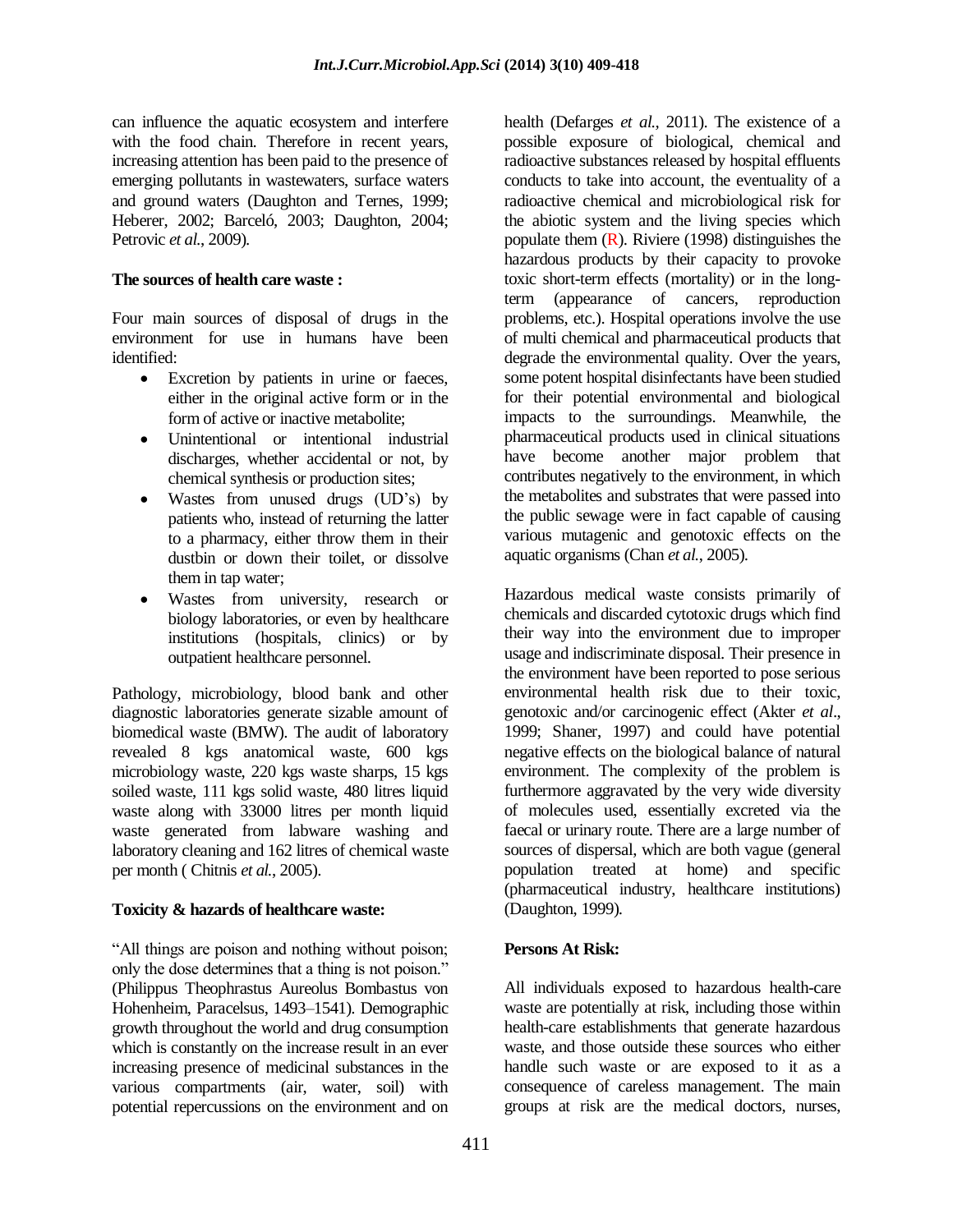can influence the aquatic ecosystem and interfere with the food chain. Therefore in recent years, increasing attention has been paid to the presence of emerging pollutants in wastewaters, surface waters and ground waters (Daughton and Ternes, 1999; Heberer, 2002; Barceló, 2003; Daughton, 2004; Petrovic *et al.*, 2009).

**The sources of health care waste :**

Four main sources of disposal of drugs in the environment for use in humans have been identified:

- Excretion by patients in urine or faeces, either in the original active form or in the form of active or inactive metabolite;
- Unintentional or intentional industrial discharges, whether accidental or not, by chemical synthesis or production sites;
- Wastes from unused drugs (UD's) by patients who, instead of returning the latter to a pharmacy, either throw them in their dustbin or down their toilet, or dissolve them in tap water;
- Wastes from university, research or biology laboratories, or even by healthcare institutions (hospitals, clinics) or by outpatient healthcare personnel.

Pathology, microbiology, blood bank and other diagnostic laboratories generate sizable amount of biomedical waste (BMW). The audit of laboratory revealed 8 kgs anatomical waste, 600 kgs microbiology waste, 220 kgs waste sharps, 15 kgs soiled waste, 111 kgs solid waste, 480 litres liquid waste along with 33000 litres per month liquid waste generated from labware washing and laboratory cleaning and 162 litres of chemical waste per month ( Chitnis *et al.*, 2005).

**Toxicity & hazards of healthcare waste:**

"All things are poison and nothing without poison; only the dose determines that a thing is not poison." (Philippus Theophrastus Aureolus Bombastus von Hohenheim, Paracelsus, 1493–1541). Demographic growth throughout the world and drug consumption which is constantly on the increase result in an ever increasing presence of medicinal substances in the various compartments (air, water, soil) with potential repercussions on the environment and on health (Defarges *et al.*, 2011). The existence of a possible exposure of biological, chemical and radioactive substances released by hospital effluents conducts to take into account, the eventuality of a radioactive chemical and microbiological risk for the abiotic system and the living species which populate them (R). Riviere (1998) distinguishes the hazardous products by their capacity to provoke toxic short-term effects (mortality) or in the long-term (appearance of cancers, reproduction problems, etc.). Hospital operations involve the use of multi chemical and pharmaceutical products that degrade the environmental quality. Over the years, some potent hospital disinfectants have been studied for their potential environmental and biological impacts to the surroundings. Meanwhile, the pharmaceutical products used in clinical situations have become another major problem that contributes negatively to the environment, in which the metabolites and substrates that were passed into the public sewage were in fact capable of causing various mutagenic and genotoxic effects on the aquatic organisms (Chan *et al.*, 2005).

Hazardous medical waste consists primarily of chemicals and discarded cytotoxic drugs which find their way into the environment due to improper usage and indiscriminate disposal. Their presence in the environment have been reported to pose serious environmental health risk due to their toxic, genotoxic and/or carcinogenic effect (Akter *et al*., 1999; Shaner, 1997) and could have potential negative effects on the biological balance of natural environment. The complexity of the problem is furthermore aggravated by the very wide diversity of molecules used, essentially excreted via the faecal or urinary route. There are a large number of sources of dispersal, which are both vague (general population treated at home) and specific (pharmaceutical industry, healthcare institutions) (Daughton, 1999).

**Persons At Risk:**

All individuals exposed to hazardous health-care waste are potentially at risk, including those within health-care establishments that generate hazardous waste, and those outside these sources who either handle such waste or are exposed to it as a consequence of careless management. The main groups at risk are the medical doctors, nurses,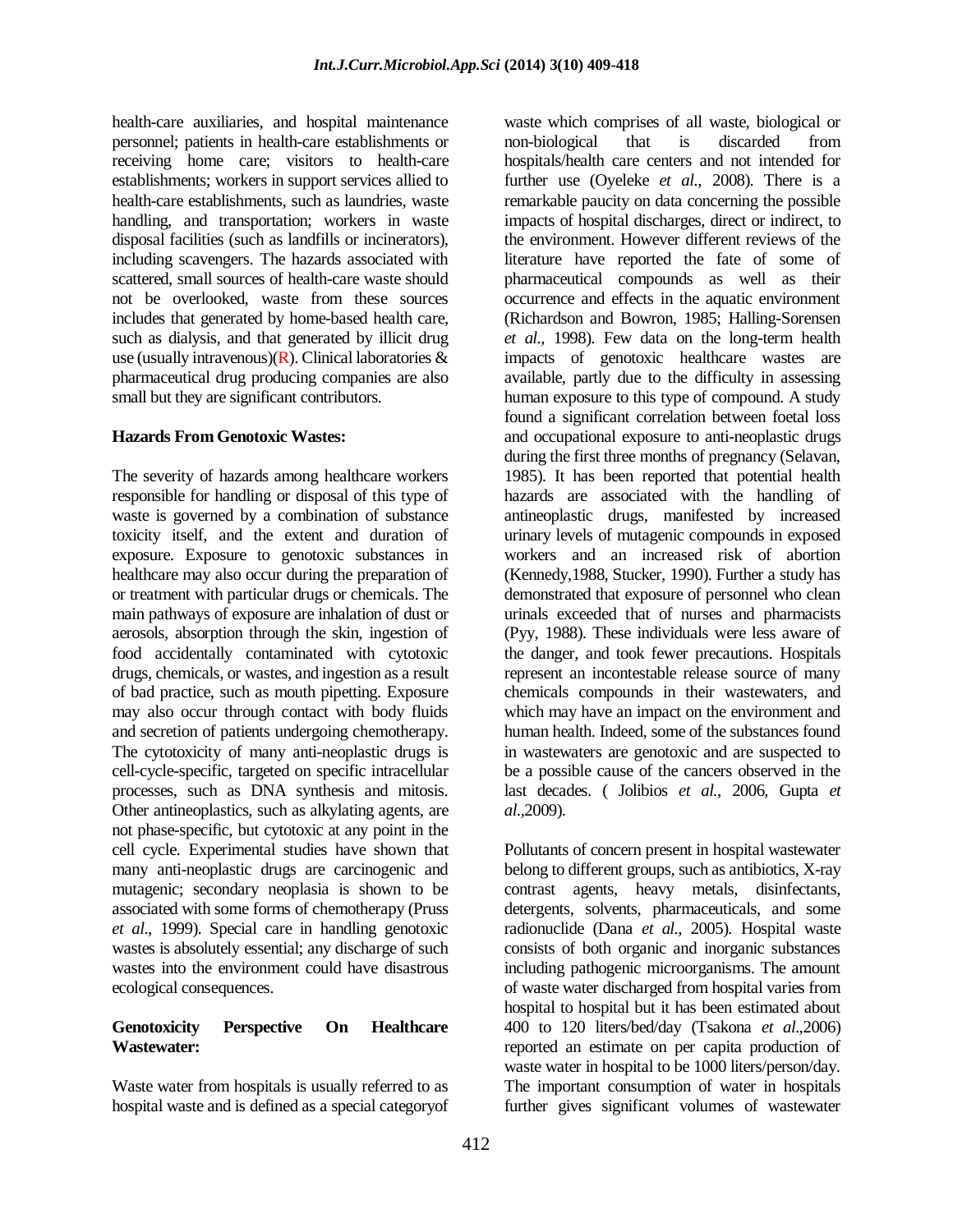health-care auxiliaries, and hospital maintenance personnel; patients in health-care establishments or receiving home care; visitors to health-care establishments; workers in support services allied to health-care establishments, such as laundries, waste handling, and transportation; workers in waste disposal facilities (such as landfills or incinerators), including scavengers. The hazards associated with scattered, small sources of health-care waste should not be overlooked, waste from these sources includes that generated by home-based health care, such as dialysis, and that generated by illicit drug use (usually intravenous)(R). Clinical laboratories & pharmaceutical drug producing companies are also small but they are significant contributors.

### Hazards From Genotoxic Wastes:

The severity of hazards among healthcare workers responsible for handling or disposal of this type of waste is governed by a combination of substance toxicity itself, and the extent and duration of exposure. Exposure to genotoxic substances in healthcare may also occur during the preparation of or treatment with particular drugs or chemicals. The main pathways of exposure are inhalation of dust or aerosols, absorption through the skin, ingestion of food accidentally contaminated with cytotoxic drugs, chemicals, or wastes, and ingestion as a result of bad practice, such as mouth pipetting. Exposure may also occur through contact with body fluids and secretion of patients undergoing chemotherapy. The cytotoxicity of many anti-neoplastic drugs is cell-cycle-specific, targeted on specific intracellular processes, such as DNA synthesis and mitosis. Other antineoplastics, such as alkylating agents, are not phase-specific, but cytotoxic at any point in the cell cycle. Experimental studies have shown that many anti-neoplastic drugs are carcinogenic and mutagenic; secondary neoplasia is shown to be associated with some forms of chemotherapy (Pruss *et al*., 1999). Special care in handling genotoxic wastes is absolutely essential; any discharge of such wastes into the environment could have disastrous ecological consequences.

### Genotoxicity Perspective On Healthcare Wastewater:

Waste water from hospitals is usually referred to as hospital waste and is defined as a special categoryof waste which comprises of all waste, biological or non-biological that is discarded from hospitals/health care centers and not intended for further use (Oyeleke *et al*., 2008). There is a remarkable paucity on data concerning the possible impacts of hospital discharges, direct or indirect, to the environment. However different reviews of the literature have reported the fate of some of pharmaceutical compounds as well as their occurrence and effects in the aquatic environment (Richardson and Bowron, 1985; Halling-Sorensen *et al*., 1998). Few data on the long-term health impacts of genotoxic healthcare wastes are available, partly due to the difficulty in assessing human exposure to this type of compound. A study found a significant correlation between foetal loss and occupational exposure to anti-neoplastic drugs during the first three months of pregnancy (Selavan, 1985). It has been reported that potential health hazards are associated with the handling of antineoplastic drugs, manifested by increased urinary levels of mutagenic compounds in exposed workers and an increased risk of abortion (Kennedy,1988, Stucker, 1990). Further a study has demonstrated that exposure of personnel who clean urinals exceeded that of nurses and pharmacists (Pyy, 1988). These individuals were less aware of the danger, and took fewer precautions. Hospitals represent an incontestable release source of many chemicals compounds in their wastewaters, and which may have an impact on the environment and human health. Indeed, some of the substances found in wastewaters are genotoxic and are suspected to be a possible cause of the cancers observed in the last decades. ( Jolibios *et al.,* 2006, Gupta *et al.*,2009).

Pollutants of concern present in hospital wastewater belong to different groups, such as antibiotics, X-ray contrast agents, heavy metals, disinfectants, detergents, solvents, pharmaceuticals, and some radionuclide (Dana *et al*., 2005). Hospital waste consists of both organic and inorganic substances including pathogenic microorganisms. The amount of waste water discharged from hospital varies from hospital to hospital but it has been estimated about 400 to 120 liters/bed/day (Tsakona *et al*.,2006) reported an estimate on per capita production of waste water in hospital to be 1000 liters/person/day. The important consumption of water in hospitals further gives significant volumes of wastewater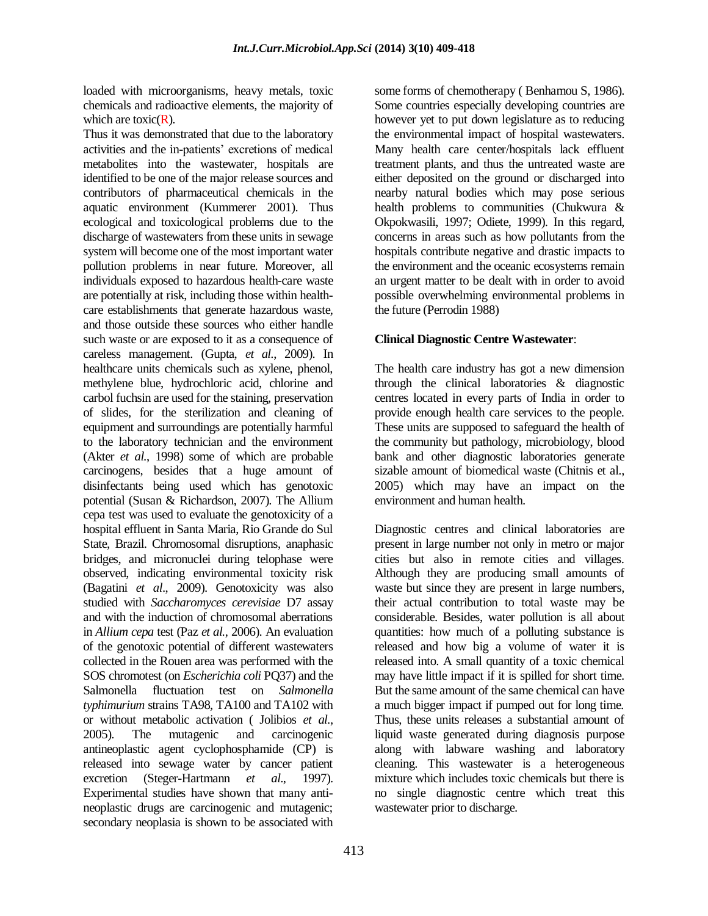loaded with microorganisms, heavy metals, toxic chemicals and radioactive elements, the majority of which are toxic(R).

Thus it was demonstrated that due to the laboratory activities and the in-patients' excretions of medical metabolites into the wastewater, hospitals are identified to be one of the major release sources and contributors of pharmaceutical chemicals in the aquatic environment (Kummerer 2001). Thus ecological and toxicological problems due to the discharge of wastewaters from these units in sewage system will become one of the most important water pollution problems in near future. Moreover, all individuals exposed to hazardous health-care waste are potentially at risk, including those within health-care establishments that generate hazardous waste, and those outside these sources who either handle such waste or are exposed to it as a consequence of careless management. (Gupta, *et al*., 2009). In healthcare units chemicals such as xylene, phenol, methylene blue, hydrochloric acid, chlorine and carbol fuchsin are used for the staining, preservation of slides, for the sterilization and cleaning of equipment and surroundings are potentially harmful to the laboratory technician and the environment (Akter *et al*., 1998) some of which are probable carcinogens, besides that a huge amount of disinfectants being used which has genotoxic potential (Susan & Richardson, 2007). The Allium cepa test was used to evaluate the genotoxicity of a hospital effluent in Santa Maria, Rio Grande do Sul State, Brazil. Chromosomal disruptions, anaphasic bridges, and micronuclei during telophase were observed, indicating environmental toxicity risk (Bagatini *et al*., 2009). Genotoxicity was also studied with *Saccharomyces cerevisiae* D7 assay and with the induction of chromosomal aberrations in *Allium cepa* test (Paz *et al.*, 2006). An evaluation of the genotoxic potential of different wastewaters collected in the Rouen area was performed with the SOS chromotest (on *Escherichia coli* PQ37) and the Salmonella fluctuation test on *Salmonella typhimurium* strains TA98, TA100 and TA102 with or without metabolic activation ( Jolibios *et al*., 2005). The mutagenic and carcinogenic antineoplastic agent cyclophosphamide (CP) is released into sewage water by cancer patient excretion (Steger-Hartmann *et al*., 1997). Experimental studies have shown that many anti-neoplastic drugs are carcinogenic and mutagenic; secondary neoplasia is shown to be associated with some forms of chemotherapy ( Benhamou S, 1986). Some countries especially developing countries are however yet to put down legislature as to reducing the environmental impact of hospital wastewaters. Many health care center/hospitals lack effluent treatment plants, and thus the untreated waste are either deposited on the ground or discharged into nearby natural bodies which may pose serious health problems to communities (Chukwura & Okpokwasili, 1997; Odiete, 1999). In this regard, concerns in areas such as how pollutants from the hospitals contribute negative and drastic impacts to the environment and the oceanic ecosystems remain an urgent matter to be dealt with in order to avoid possible overwhelming environmental problems in the future (Perrodin 1988)

**Clinical Diagnostic Centre Wastewater**:

The health care industry has got a new dimension through the clinical laboratories & diagnostic centres located in every parts of India in order to provide enough health care services to the people. These units are supposed to safeguard the health of the community but pathology, microbiology, blood bank and other diagnostic laboratories generate sizable amount of biomedical waste (Chitnis et al., 2005) which may have an impact on the environment and human health.

Diagnostic centres and clinical laboratories are present in large number not only in metro or major cities but also in remote cities and villages. Although they are producing small amounts of waste but since they are present in large numbers, their actual contribution to total waste may be considerable. Besides, water pollution is all about quantities: how much of a polluting substance is released and how big a volume of water it is released into. A small quantity of a toxic chemical may have little impact if it is spilled for short time. But the same amount of the same chemical can have a much bigger impact if pumped out for long time. Thus, these units releases a substantial amount of liquid waste generated during diagnosis purpose along with labware washing and laboratory cleaning. This wastewater is a heterogeneous mixture which includes toxic chemicals but there is no single diagnostic centre which treat this wastewater prior to discharge.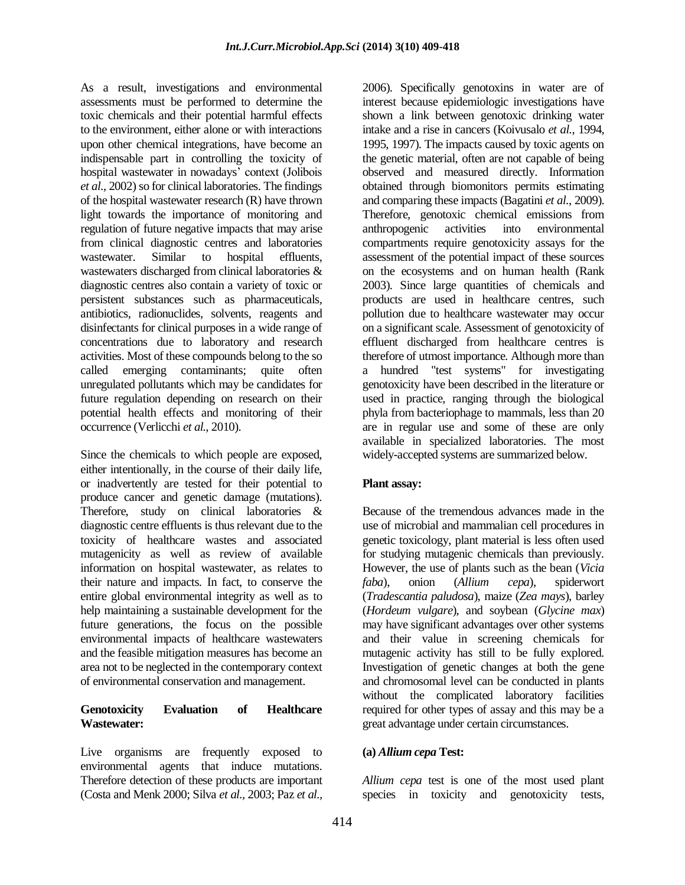As a result, investigations and environmental assessments must be performed to determine the toxic chemicals and their potential harmful effects to the environment, either alone or with interactions upon other chemical integrations, have become an indispensable part in controlling the toxicity of hospital wastewater in nowadays' context (Jolibois *et al.*, 2002) so for clinical laboratories. The findings of the hospital wastewater research (R) have thrown light towards the importance of monitoring and regulation of future negative impacts that may arise from clinical diagnostic centres and laboratories wastewater. Similar to hospital effluents, wastewaters discharged from clinical laboratories & diagnostic centres also contain a variety of toxic or persistent substances such as pharmaceuticals, antibiotics, radionuclides, solvents, reagents and disinfectants for clinical purposes in a wide range of concentrations due to laboratory and research activities. Most of these compounds belong to the so called emerging contaminants; quite often unregulated pollutants which may be candidates for future regulation depending on research on their potential health effects and monitoring of their occurrence (Verlicchi *et al.*, 2010).

Since the chemicals to which people are exposed, either intentionally, in the course of their daily life, or inadvertently are tested for their potential to produce cancer and genetic damage (mutations). Therefore, study on clinical laboratories & diagnostic centre effluents is thus relevant due to the toxicity of healthcare wastes and associated mutagenicity as well as review of available information on hospital wastewater, as relates to their nature and impacts. In fact, to conserve the entire global environmental integrity as well as to help maintaining a sustainable development for the future generations, the focus on the possible environmental impacts of healthcare wastewaters and the feasible mitigation measures has become an area not to be neglected in the contemporary context of environmental conservation and management.

## Genotoxicity Evaluation of Healthcare Wastewater:

Live organisms are frequently exposed to environmental agents that induce mutations. Therefore detection of these products are important (Costa and Menk 2000; Silva *et al.*, 2003; Paz *et al.*, 2006). Specifically genotoxins in water are of interest because epidemiologic investigations have shown a link between genotoxic drinking water intake and a rise in cancers (Koivusalo *et al.*, 1994, 1995, 1997). The impacts caused by toxic agents on the genetic material, often are not capable of being observed and measured directly. Information obtained through biomonitors permits estimating and comparing these impacts (Bagatini *et al.*, 2009). Therefore, genotoxic chemical emissions from anthropogenic activities into environmental compartments require genotoxicity assays for the assessment of the potential impact of these sources on the ecosystems and on human health (Rank 2003). Since large quantities of chemicals and products are used in healthcare centres, such pollution due to healthcare wastewater may occur on a significant scale. Assessment of genotoxicity of effluent discharged from healthcare centres is therefore of utmost importance. Although more than a hundred "test systems" for investigating genotoxicity have been described in the literature or used in practice, ranging through the biological phyla from bacteriophage to mammals, less than 20 are in regular use and some of these are only available in specialized laboratories. The most widely-accepted systems are summarized below.

### Plant assay:

Because of the tremendous advances made in the use of microbial and mammalian cell procedures in genetic toxicology, plant material is less often used for studying mutagenic chemicals than previously. However, the use of plants such as the bean (*Vicia faba*), onion (*Allium cepa*), spiderwort (*Tradescantia paludosa*), maize (*Zea mays*), barley (*Hordeum vulgare*), and soybean (*Glycine max*) may have significant advantages over other systems and their value in screening chemicals for mutagenic activity has still to be fully explored. Investigation of genetic changes at both the gene and chromosomal level can be conducted in plants without the complicated laboratory facilities required for other types of assay and this may be a great advantage under certain circumstances.

#### (a) *Allium cepa* Test:

*Allium cepa* test is one of the most used plant species in toxicity and genotoxicity tests,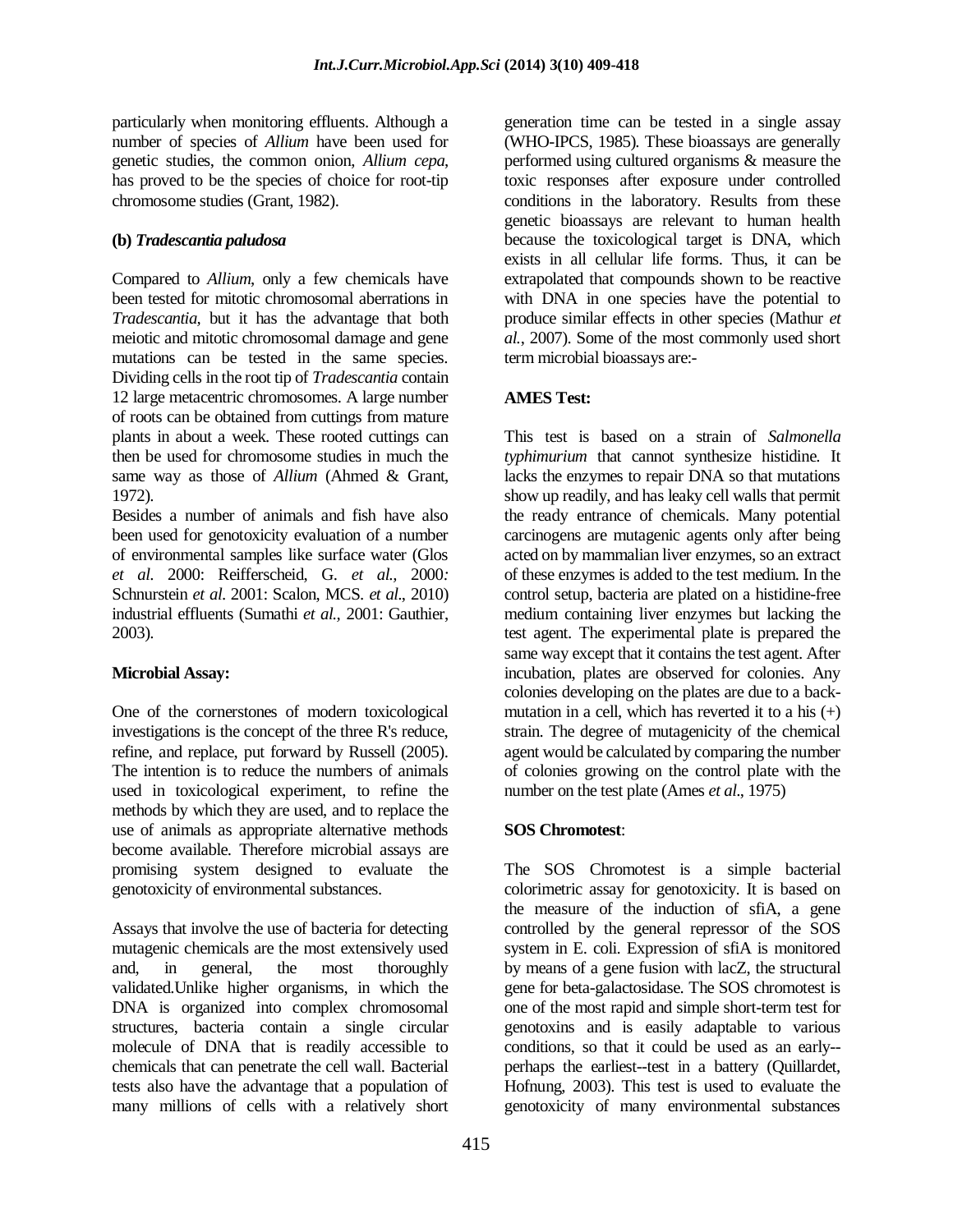particularly when monitoring effluents. Although a number of species of *Allium* have been used for genetic studies, the common onion, *Allium cepa*, has proved to be the species of choice for root-tip chromosome studies (Grant, 1982).

**(b) *Tradescantia paludosa***

Compared to *Allium*, only a few chemicals have been tested for mitotic chromosomal aberrations in *Tradescantia*, but it has the advantage that both meiotic and mitotic chromosomal damage and gene mutations can be tested in the same species. Dividing cells in the root tip of *Tradescantia* contain 12 large metacentric chromosomes. A large number of roots can be obtained from cuttings from mature plants in about a week. These rooted cuttings can then be used for chromosome studies in much the same way as those of *Allium* (Ahmed & Grant, 1972).

Besides a number of animals and fish have also been used for genotoxicity evaluation of a number of environmental samples like surface water (Glos *et al.* 2000: Reifferscheid, G. *et al.,* 2000*:* Schnurstein *et al.* 2001: Scalon, MCS. *et al*., 2010) industrial effluents (Sumathi *et al.,* 2001: Gauthier, 2003).

**Microbial Assay:**

One of the cornerstones of modern toxicological investigations is the concept of the three R's reduce, refine, and replace, put forward by Russell (2005). The intention is to reduce the numbers of animals used in toxicological experiment, to refine the methods by which they are used, and to replace the use of animals as appropriate alternative methods become available. Therefore microbial assays are promising system designed to evaluate the genotoxicity of environmental substances.

Assays that involve the use of bacteria for detecting mutagenic chemicals are the most extensively used and, in general, the most thoroughly validated.Unlike higher organisms, in which the DNA is organized into complex chromosomal structures, bacteria contain a single circular molecule of DNA that is readily accessible to chemicals that can penetrate the cell wall. Bacterial tests also have the advantage that a population of many millions of cells with a relatively short generation time can be tested in a single assay (WHO-IPCS, 1985). These bioassays are generally performed using cultured organisms & measure the toxic responses after exposure under controlled conditions in the laboratory. Results from these genetic bioassays are relevant to human health because the toxicological target is DNA, which exists in all cellular life forms. Thus, it can be extrapolated that compounds shown to be reactive with DNA in one species have the potential to produce similar effects in other species (Mathur *et al.*, 2007). Some of the most commonly used short term microbial bioassays are:-

**AMES Test:**

This test is based on a strain of *Salmonella typhimurium* that cannot synthesize histidine. It lacks the enzymes to repair DNA so that mutations show up readily, and has leaky cell walls that permit the ready entrance of chemicals. Many potential carcinogens are mutagenic agents only after being acted on by mammalian liver enzymes, so an extract of these enzymes is added to the test medium. In the control setup, bacteria are plated on a histidine-free medium containing liver enzymes but lacking the test agent. The experimental plate is prepared the same way except that it contains the test agent. After incubation, plates are observed for colonies. Any colonies developing on the plates are due to a back-mutation in a cell, which has reverted it to a his (+) strain. The degree of mutagenicity of the chemical agent would be calculated by comparing the number of colonies growing on the control plate with the number on the test plate (Ames *et al*., 1975)

**SOS Chromotest**:

The SOS Chromotest is a simple bacterial colorimetric assay for genotoxicity. It is based on the measure of the induction of sfiA, a gene controlled by the general repressor of the SOS system in E. coli. Expression of sfiA is monitored by means of a gene fusion with lacZ, the structural gene for beta-galactosidase. The SOS chromotest is one of the most rapid and simple short-term test for genotoxins and is easily adaptable to various conditions, so that it could be used as an early--perhaps the earliest--test in a battery (Quillardet, Hofnung, 2003). This test is used to evaluate the genotoxicity of many environmental substances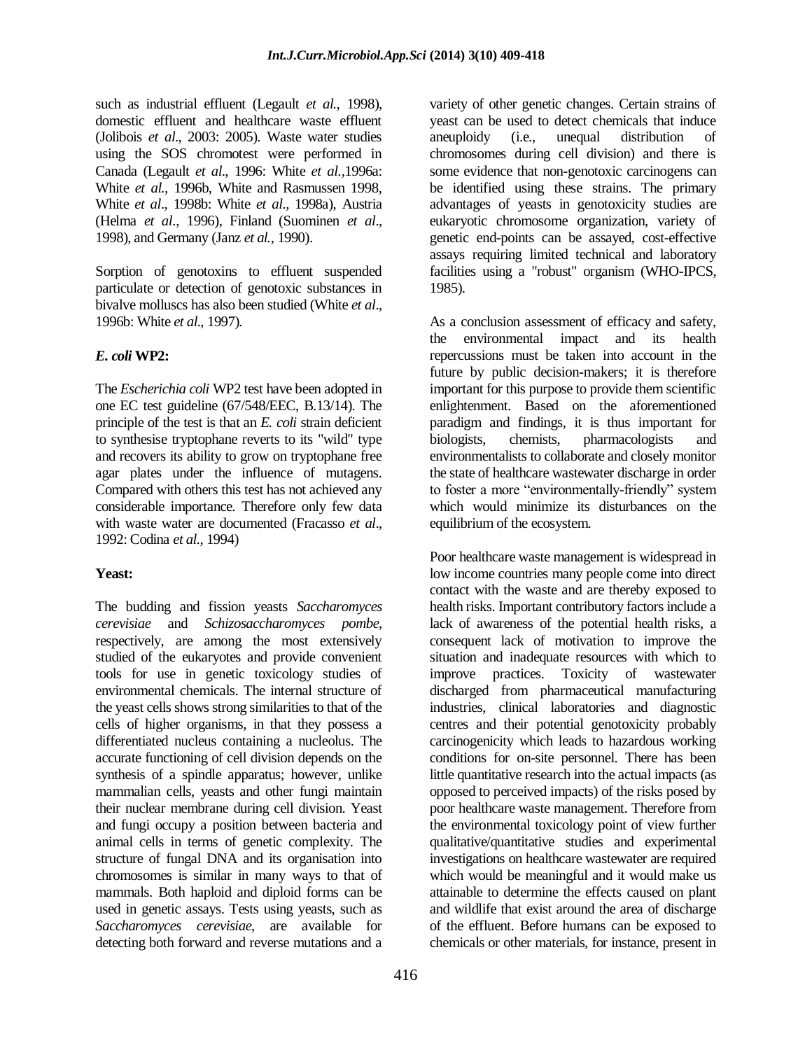such as industrial effluent (Legault *et al.,* 1998), domestic effluent and healthcare waste effluent (Jolibois *et al*., 2003: 2005). Waste water studies using the SOS chromotest were performed in Canada (Legault *et al*., 1996: White *et al.*,1996a: White *et al*., 1996b, White and Rasmussen 1998, White *et al*., 1998b: White *et al*., 1998a), Austria (Helma *et al*., 1996), Finland (Suominen *et al*., 1998), and Germany (Janz *et al.,* 1990).

Sorption of genotoxins to effluent suspended particulate or detection of genotoxic substances in bivalve molluscs has also been studied (White *et al*., 1996b: White *et al*., 1997).

### *E. coli* WP2:

The *Escherichia coli* WP2 test have been adopted in one EC test guideline (67/548/EEC, B.13/14). The principle of the test is that an *E. coli* strain deficient to synthesise tryptophane reverts to its "wild" type and recovers its ability to grow on tryptophane free agar plates under the influence of mutagens. Compared with others this test has not achieved any considerable importance. Therefore only few data with waste water are documented (Fracasso *et al*., 1992: Codina *et al*., 1994)

### Yeast:

The budding and fission yeasts *Saccharomyces cerevisiae* and *Schizosaccharomyces pombe*, respectively, are among the most extensively studied of the eukaryotes and provide convenient tools for use in genetic toxicology studies of environmental chemicals. The internal structure of the yeast cells shows strong similarities to that of the cells of higher organisms, in that they possess a differentiated nucleus containing a nucleolus. The accurate functioning of cell division depends on the synthesis of a spindle apparatus; however, unlike mammalian cells, yeasts and other fungi maintain their nuclear membrane during cell division. Yeast and fungi occupy a position between bacteria and animal cells in terms of genetic complexity. The structure of fungal DNA and its organisation into chromosomes is similar in many ways to that of mammals. Both haploid and diploid forms can be used in genetic assays. Tests using yeasts, such as *Saccharomyces cerevisiae*, are available for detecting both forward and reverse mutations and a variety of other genetic changes. Certain strains of yeast can be used to detect chemicals that induce aneuploidy (i.e., unequal distribution of chromosomes during cell division) and there is some evidence that non-genotoxic carcinogens can be identified using these strains. The primary advantages of yeasts in genotoxicity studies are eukaryotic chromosome organization, variety of genetic end-points can be assayed, cost-effective assays requiring limited technical and laboratory facilities using a "robust" organism (WHO-IPCS, 1985).

As a conclusion assessment of efficacy and safety, the environmental impact and its health repercussions must be taken into account in the future by public decision-makers; it is therefore important for this purpose to provide them scientific enlightenment. Based on the aforementioned paradigm and findings, it is thus important for biologists, chemists, pharmacologists and environmentalists to collaborate and closely monitor the state of healthcare wastewater discharge in order to foster a more "environmentally-friendly" system which would minimize its disturbances on the equilibrium of the ecosystem.

Poor healthcare waste management is widespread in low income countries many people come into direct contact with the waste and are thereby exposed to health risks. Important contributory factors include a lack of awareness of the potential health risks, a consequent lack of motivation to improve the situation and inadequate resources with which to improve practices. Toxicity of wastewater discharged from pharmaceutical manufacturing industries, clinical laboratories and diagnostic centres and their potential genotoxicity probably carcinogenicity which leads to hazardous working conditions for on-site personnel. There has been little quantitative research into the actual impacts (as opposed to perceived impacts) of the risks posed by poor healthcare waste management. Therefore from the environmental toxicology point of view further qualitative/quantitative studies and experimental investigations on healthcare wastewater are required which would be meaningful and it would make us attainable to determine the effects caused on plant and wildlife that exist around the area of discharge of the effluent. Before humans can be exposed to chemicals or other materials, for instance, present in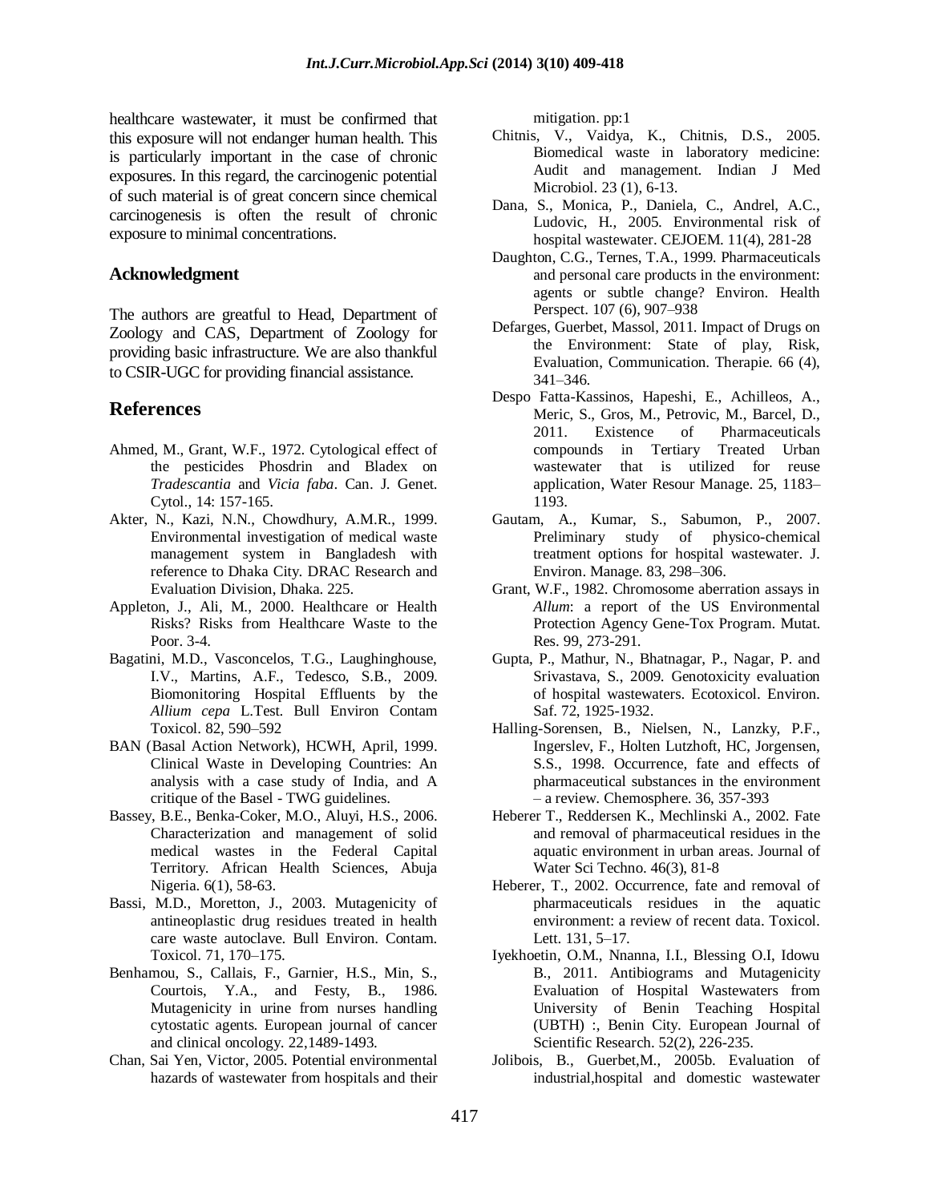healthcare wastewater, it must be confirmed that this exposure will not endanger human health. This is particularly important in the case of chronic exposures. In this regard, the carcinogenic potential of such material is of great concern since chemical carcinogenesis is often the result of chronic exposure to minimal concentrations.

## Acknowledgment

The authors are greatful to Head, Department of Zoology and CAS, Department of Zoology for providing basic infrastructure. We are also thankful to CSIR-UGC for providing financial assistance.

## References

Ahmed, M., Grant, W.F., 1972. Cytological effect of the pesticides Phosdrin and Bladex on *Tradescantia* and *Vicia faba*. Can. J. Genet. Cytol., 14: 157-165.

Akter, N., Kazi, N.N., Chowdhury, A.M.R., 1999. Environmental investigation of medical waste management system in Bangladesh with reference to Dhaka City. DRAC Research and Evaluation Division, Dhaka. 225.

Appleton, J., Ali, M., 2000. Healthcare or Health Risks? Risks from Healthcare Waste to the Poor. 3-4.

Bagatini, M.D., Vasconcelos, T.G., Laughinghouse, I.V., Martins, A.F., Tedesco, S.B., 2009. Biomonitoring Hospital Effluents by the *Allium cepa* L.Test. Bull Environ Contam Toxicol. 82, 590–592

BAN (Basal Action Network), HCWH, April, 1999. Clinical Waste in Developing Countries: An analysis with a case study of India, and A critique of the Basel - TWG guidelines.

Bassey, B.E., Benka-Coker, M.O., Aluyi, H.S., 2006. Characterization and management of solid medical wastes in the Federal Capital Territory. African Health Sciences, Abuja Nigeria. 6(1), 58-63.

Bassi, M.D., Moretton, J., 2003. Mutagenicity of antineoplastic drug residues treated in health care waste autoclave. Bull Environ. Contam. Toxicol. 71, 170–175.

Benhamou, S., Callais, F., Garnier, H.S., Min, S., Courtois, Y.A., and Festy, B., 1986. Mutagenicity in urine from nurses handling cytostatic agents. European journal of cancer and clinical oncology. 22,1489-1493.

Chan, Sai Yen, Victor, 2005. Potential environmental hazards of wastewater from hospitals and their mitigation. pp:1

Chitnis, V., Vaidya, K., Chitnis, D.S., 2005. Biomedical waste in laboratory medicine: Audit and management. Indian J Med Microbiol. 23 (1), 6-13.

Dana, S., Monica, P., Daniela, C., Andrel, A.C., Ludovic, H., 2005. Environmental risk of hospital wastewater. CEJOEM. 11(4), 281-28

Daughton, C.G., Ternes, T.A., 1999. Pharmaceuticals and personal care products in the environment: agents or subtle change? Environ. Health Perspect. 107 (6), 907–938

Defarges, Guerbet, Massol, 2011. Impact of Drugs on the Environment: State of play, Risk, Evaluation, Communication. Therapie. 66 (4), 341–346.

Despo Fatta-Kassinos, Hapeshi, E., Achilleos, A., Meric, S., Gros, M., Petrovic, M., Barcel, D., 2011. Existence of Pharmaceuticals compounds in Tertiary Treated Urban wastewater that is utilized for reuse application, Water Resour Manage. 25, 1183–1193.

Gautam, A., Kumar, S., Sabumon, P., 2007. Preliminary study of physico-chemical treatment options for hospital wastewater. J. Environ. Manage. 83, 298–306.

Grant, W.F., 1982. Chromosome aberration assays in *Allum*: a report of the US Environmental Protection Agency Gene-Tox Program. Mutat. Res. 99, 273-291.

Gupta, P., Mathur, N., Bhatnagar, P., Nagar, P. and Srivastava, S., 2009. Genotoxicity evaluation of hospital wastewaters. Ecotoxicol. Environ. Saf. 72, 1925-1932.

Halling-Sorensen, B., Nielsen, N., Lanzky, P.F., Ingerslev, F., Holten Lutzhoft, HC, Jorgensen, S.S., 1998. Occurrence, fate and effects of pharmaceutical substances in the environment – a review. Chemosphere. 36, 357-393

Heberer T., Reddersen K., Mechlinski A., 2002. Fate and removal of pharmaceutical residues in the aquatic environment in urban areas. Journal of Water Sci Techno. 46(3), 81-8

Heberer, T., 2002. Occurrence, fate and removal of pharmaceuticals residues in the aquatic environment: a review of recent data. Toxicol. Lett. 131, 5–17.

Iyekhoetin, O.M., Nnanna, I.I., Blessing O.I, Idowu B., 2011. Antibiograms and Mutagenicity Evaluation of Hospital Wastewaters from University of Benin Teaching Hospital (UBTH) :, Benin City. European Journal of Scientific Research. 52(2), 226-235.

Jolibois, B., Guerbet,M., 2005b. Evaluation of industrial,hospital and domestic wastewater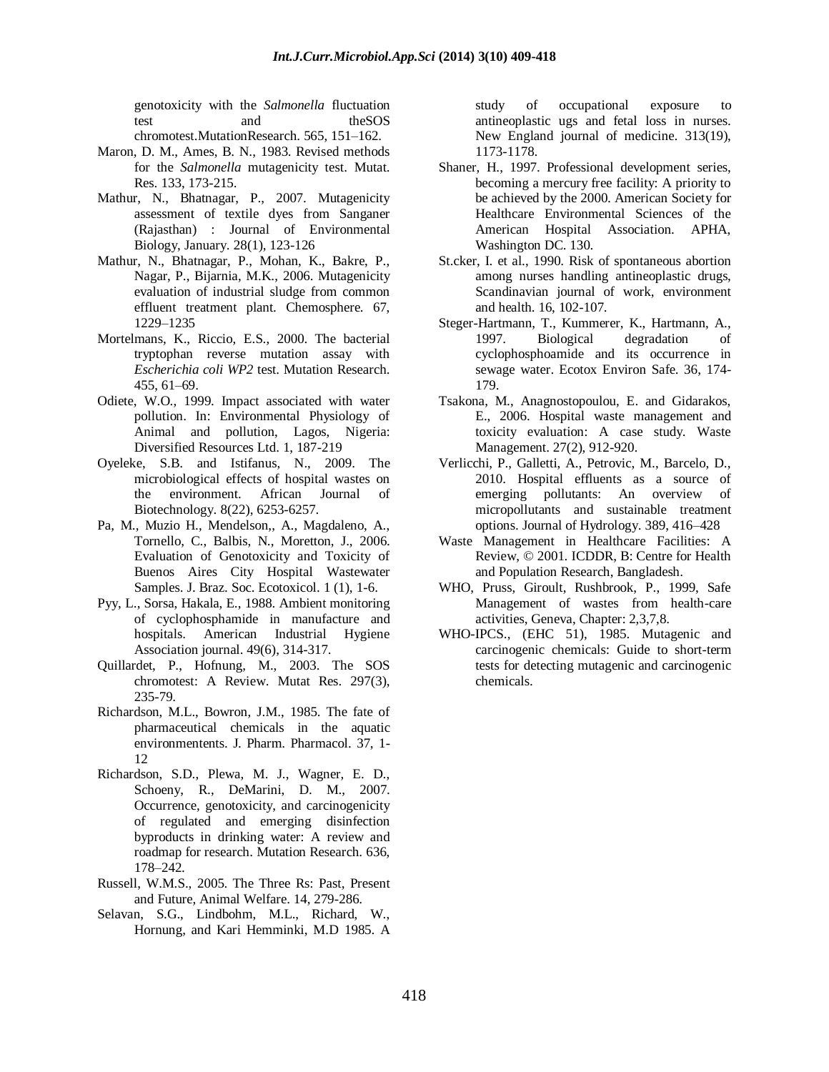genotoxicity with the *Salmonella* fluctuation test and theSOS chromotest.MutationResearch. 565, 151–162.

Maron, D. M., Ames, B. N., 1983. Revised methods for the *Salmonella* mutagenicity test. Mutat. Res. 133, 173-215.

Mathur, N., Bhatnagar, P., 2007. Mutagenicity assessment of textile dyes from Sanganer (Rajasthan) : Journal of Environmental Biology, January. 28(1), 123-126

Mathur, N., Bhatnagar, P., Mohan, K., Bakre, P., Nagar, P., Bijarnia, M.K., 2006. Mutagenicity evaluation of industrial sludge from common effluent treatment plant. Chemosphere. 67, 1229–1235

Mortelmans, K., Riccio, E.S., 2000. The bacterial tryptophan reverse mutation assay with *Escherichia coli WP2* test. Mutation Research. 455, 61–69.

Odiete, W.O., 1999. Impact associated with water pollution. In: Environmental Physiology of Animal and pollution, Lagos, Nigeria: Diversified Resources Ltd. 1, 187-219

Oyeleke, S.B. and Istifanus, N., 2009. The microbiological effects of hospital wastes on the environment. African Journal of Biotechnology. 8(22), 6253-6257.

Pa, M., Muzio H., Mendelson,, A., Magdaleno, A., Tornello, C., Balbis, N., Moretton, J., 2006. Evaluation of Genotoxicity and Toxicity of Buenos Aires City Hospital Wastewater Samples. J. Braz. Soc. Ecotoxicol. 1 (1), 1-6.

Pyy, L., Sorsa, Hakala, E., 1988. Ambient monitoring of cyclophosphamide in manufacture and hospitals. American Industrial Hygiene Association journal. 49(6), 314-317.

Quillardet, P., Hofnung, M., 2003. The SOS chromotest: A Review. Mutat Res. 297(3), 235-79.

Richardson, M.L., Bowron, J.M., 1985. The fate of pharmaceutical chemicals in the aquatic environmentents. J. Pharm. Pharmacol. 37, 1-12

Richardson, S.D., Plewa, M. J., Wagner, E. D., Schoeny, R., DeMarini, D. M., 2007. Occurrence, genotoxicity, and carcinogenicity of regulated and emerging disinfection byproducts in drinking water: A review and roadmap for research. Mutation Research. 636, 178–242.

Russell, W.M.S., 2005. The Three Rs: Past, Present and Future, Animal Welfare. 14, 279-286.

Selavan, S.G., Lindbohm, M.L., Richard, W., Hornung, and Kari Hemminki, M.D 1985. A study of occupational exposure to antineoplastic ugs and fetal loss in nurses. New England journal of medicine. 313(19), 1173-1178.

Shaner, H., 1997. Professional development series, becoming a mercury free facility: A priority to be achieved by the 2000. American Society for Healthcare Environmental Sciences of the American Hospital Association. APHA, Washington DC. 130.

St.cker, I. et al., 1990. Risk of spontaneous abortion among nurses handling antineoplastic drugs, Scandinavian journal of work, environment and health. 16, 102-107.

Steger-Hartmann, T., Kummerer, K., Hartmann, A., 1997. Biological degradation of cyclophosphoamide and its occurrence in sewage water. Ecotox Environ Safe. 36, 174-179.

Tsakona, M., Anagnostopoulou, E. and Gidarakos, E., 2006. Hospital waste management and toxicity evaluation: A case study. Waste Management. 27(2), 912-920.

Verlicchi, P., Galletti, A., Petrovic, M., Barcelo, D., 2010. Hospital effluents as a source of emerging pollutants: An overview of micropollutants and sustainable treatment options. Journal of Hydrology. 389, 416–428

Waste Management in Healthcare Facilities: A Review, © 2001. ICDDR, B: Centre for Health and Population Research, Bangladesh.

WHO, Pruss, Giroult, Rushbrook, P., 1999, Safe Management of wastes from health-care activities, Geneva, Chapter: 2,3,7,8.

WHO-IPCS., (EHC 51), 1985. Mutagenic and carcinogenic chemicals: Guide to short-term tests for detecting mutagenic and carcinogenic chemicals.